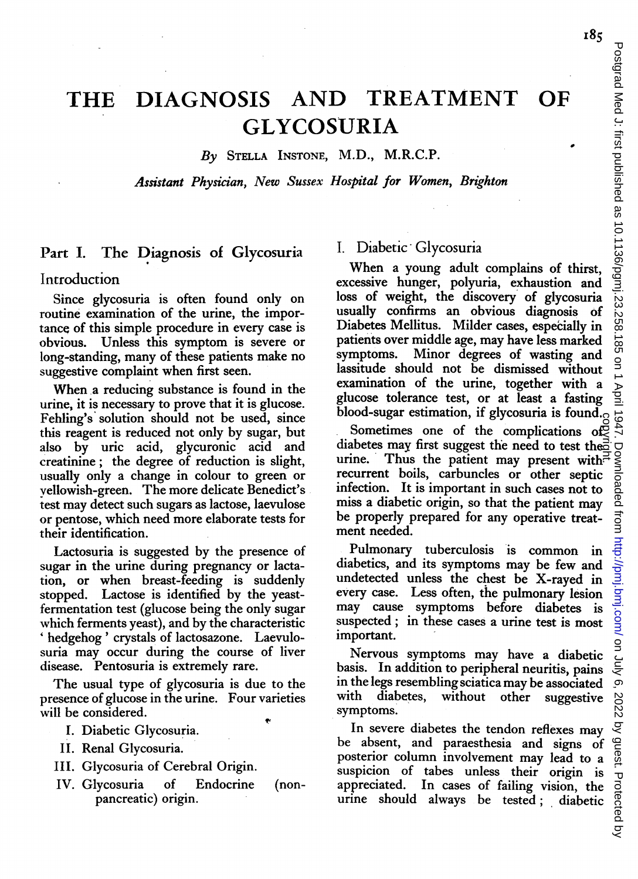# THE DIAGNOSIS AND TREATMENT OF GLYCOSURIA

By STELLA INSTONE, M.D., M.R.C.P.

*Assistant Physician, New Sussex Hospital for Women, Brighton*

## Part I. The Diagnosis of Glycosuria

### Introduction

Since glycosuria is often found only on routine examination of the urine, the importance of this simple procedure in every case is obvious. Unless this symptom is severe or long-standing, many of these patients make no suggestive complaint when first seen.

When a reducing substance is found in the urine, it is necessary to prove that it is glucose. Fehling's solution should not be used, since this reagent is reduced not only by sugar, but also by uric acid, glycuronic acid and creatinine; the degree of reduction is slight, usually only a change in colour to green or yellowish-green. The more delicate Benedict's test may detect such sugars as lactose, laevulose or pentose, which need more elaborate tests for their identification.

Lactosuria is suggested by the presence of sugar in the urine during pregnancy or lactation, or when breast-feeding is suddenly stopped. Lactose is identified by the yeast-fermentation test (glucose being the only sugar which ferments yeast), and by the characteristic 'hedgehog' crystals of lactosazone. Laevulosuria may occur during the course of liver disease. Pentosuria is extremely rare.

The usual type of glycosuria is due to the presence of glucose in the urine. Four varieties will be considered.

- I. Diabetic Glycosuria.
- II. Renal Glycosuria.
- III. Glycosuria of Cerebral Origin.
- IV. Glycosuria of Endocrine (non-pancreatic) origin.

### I. Diabetic Glycosuria

When a young adult complains of thirst, excessive hunger, polyuria, exhaustion and loss of weight, the discovery of glycosuria usually confirms an obvious diagnosis of Diabetes Mellitus. Milder cases, especially in patients over middle age, may have less marked symptoms. Minor degrees of wasting and lassitude should not be dismissed without examination of the urine, together with a glucose tolerance test, or at least a fasting blood-sugar estimation, if glycosuria is found.

Sometimes one of the complications of diabetes may first suggest the need to test the urine. Thus the patient may present with recurrent boils, carbuncles or other septic infection. It is important in such cases not to miss a diabetic origin, so that the patient may be properly prepared for any operative treatment needed.

Pulmonary tuberculosis is common in diabetics, and its symptoms may be few and undetected unless the chest be X-rayed in every case. Less often, the pulmonary lesion may cause symptoms before diabetes is suspected; in these cases a urine test is most important.

Nervous symptoms may have a diabetic basis. In addition to peripheral neuritis, pains in the legs resembling sciatica may be associated with diabetes, without other suggestive symptoms.

In severe diabetes the tendon reflexes may be absent, and paraesthesia and signs of posterior column involvement may lead to a suspicion of tabes unless their origin is appreciated. In cases of failing vision, the urine should always be tested; diabetic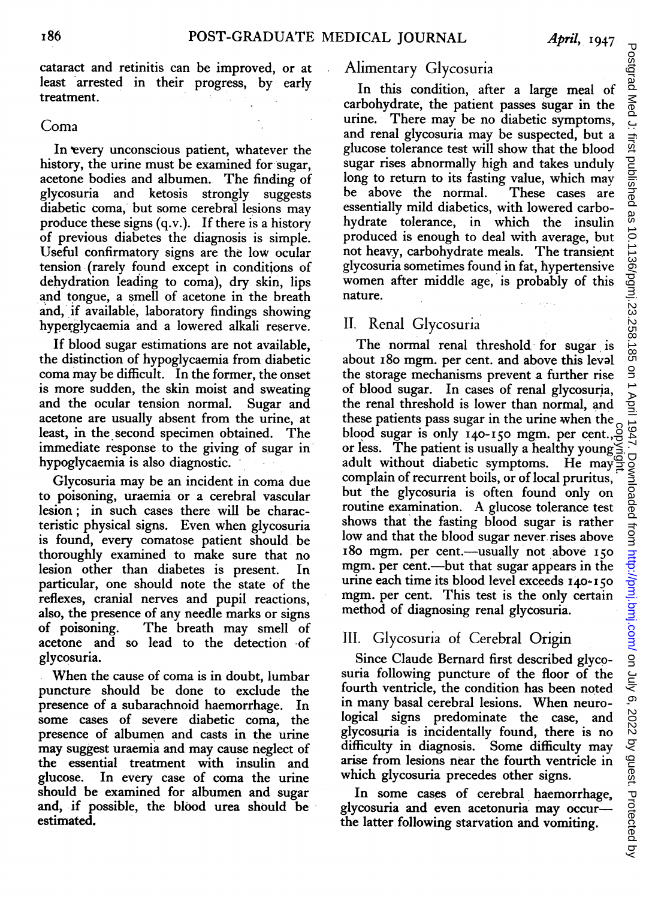cataract and retinitis can be improved, or at least arrested in their progress, by early treatment.

## Coma

In every unconscious patient, whatever the history, the urine must be examined for sugar, acetone bodies and albumen. The finding of glycosuria and ketosis strongly suggests diabetic coma, but some cerebral lesions may produce these signs (q.v.). If there is a history of previous diabetes the diagnosis is simple. Useful confirmatory signs are the low ocular tension (rarely found except in conditions of dehydration leading to coma), dry skin, lips and tongue, a smell of acetone in the breath and, if available, laboratory findings showing hyperglycaemia and a lowered alkali reserve.

If blood sugar estimations are not available, the distinction of hypoglycaemia from diabetic coma may be difficult. In the former, the onset is more sudden, the skin moist and sweating and the ocular tension normal. Sugar and acetone are usually absent from the urine, at least, in the second specimen obtained. The immediate response to the giving of sugar in hypoglycaemia is also diagnostic.

Glycosuria may be an incident in coma due to poisoning, uraemia or a cerebral vascular lesion; in such cases there will be characteristic physical signs. Even when glycosuria is found, every comatose patient should be thoroughly examined to make sure that no lesion other than diabetes is present. In particular, one should note the state of the reflexes, cranial nerves and pupil reactions, also, the presence of any needle marks or signs of poisoning. The breath may smell of acetone and so lead to the detection of glycosuria.

When the cause of coma is in doubt, lumbar puncture should be done to exclude the presence of a subarachnoid haemorrhage. In some cases of severe diabetic coma, the presence of albumen and casts in the urine may suggest uraemia and may cause neglect of the essential treatment with insulin and glucose. In every case of coma the urine should be examined for albumen and sugar and, if possible, the blood urea should be estimated.

## Alimentary Glycosuria

In this condition, after a large meal of carbohydrate, the patient passes sugar in the urine. There may be no diabetic symptoms, and renal glycosuria may be suspected, but a glucose tolerance test will show that the blood sugar rises abnormally high and takes unduly long to return to its fasting value, which may be above the normal. These cases are essentially mild diabetics, with lowered carbohydrate tolerance, in which the insulin produced is enough to deal with average, but not heavy, carbohydrate meals. The transient glycosuria sometimes found in fat, hypertensive women after middle age, is probably of this nature.

## II. Renal Glycosuria

The normal renal threshold for sugar is about 180 mgm. per cent. and above this level the storage mechanisms prevent a further rise of blood sugar. In cases of renal glycosuria, the renal threshold is lower than normal, and these patients pass sugar in the urine when the blood sugar is only 140-150 mgm. per cent., or less. The patient is usually a healthy young adult without diabetic symptoms. He may complain of recurrent boils, or of local pruritus, but the glycosuria is often found only on routine examination. A glucose tolerance test shows that the fasting blood sugar is rather low and that the blood sugar never rises above 180 mgm. per cent.—usually not above 150 mgm. per cent.—but that sugar appears in the urine each time its blood level exceeds 140-150 mgm. per cent. This test is the only certain method of diagnosing renal glycosuria.

## III. Glycosuria of Cerebral Origin

Since Claude Bernard first described glycosuria following puncture of the floor of the fourth ventricle, the condition has been noted in many basal cerebral lesions. When neurological signs predominate the case, and glycosuria is incidentally found, there is no difficulty in diagnosis. Some difficulty may arise from lesions near the fourth ventricle in which glycosuria precedes other signs.

In some cases of cerebral haemorrhage, glycosuria and even acetonuria may occur—the latter following starvation and vomiting.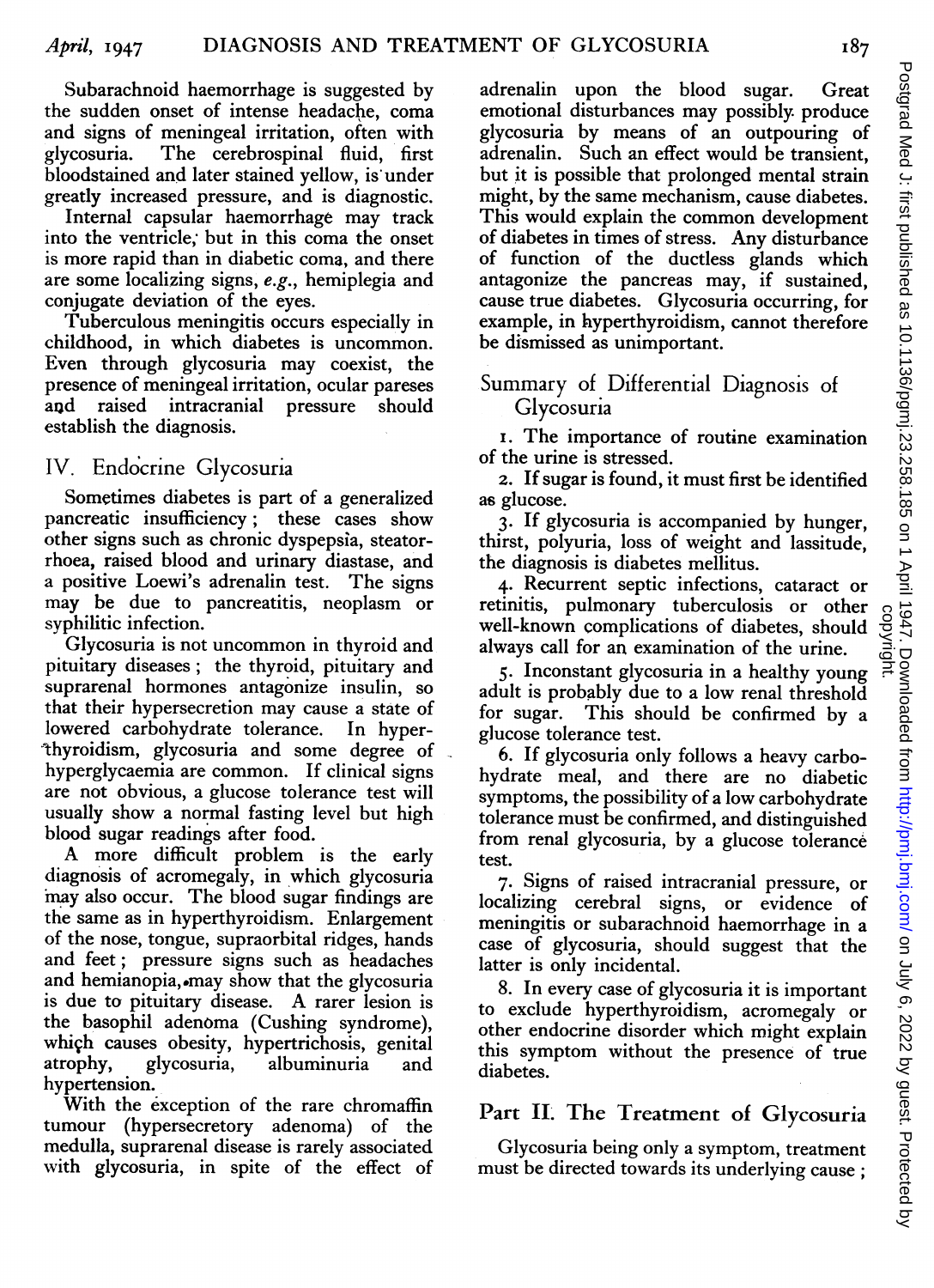Subarachnoid haemorrhage is suggested by the sudden onset of intense headache, coma and signs of meningeal irritation, often with glycosuria. The cerebrospinal fluid, first bloodstained and later stained yellow, is under greatly increased pressure, and is diagnostic.

Internal capsular haemorrhage may track into the ventricle; but in this coma the onset is more rapid than in diabetic coma, and there are some localizing signs, *e.g.*, hemiplegia and conjugate deviation of the eyes.

Tuberculous meningitis occurs especially in childhood, in which diabetes is uncommon. Even through glycosuria may coexist, the presence of meningeal irritation, ocular pareses and raised intracranial pressure should establish the diagnosis.

## IV. Endocrine Glycosuria

Sometimes diabetes is part of a generalized pancreatic insufficiency; these cases show other signs such as chronic dyspepsia, steatorrhoea, raised blood and urinary diastase, and a positive Loewi's adrenalin test. The signs may be due to pancreatitis, neoplasm or syphilitic infection.

Glycosuria is not uncommon in thyroid and pituitary diseases; the thyroid, pituitary and suprarenal hormones antagonize insulin, so that their hypersecretion may cause a state of lowered carbohydrate tolerance. In hyperthyroidism, glycosuria and some degree of hyperglycaemia are common. If clinical signs are not obvious, a glucose tolerance test will usually show a normal fasting level but high blood sugar readings after food.

A more difficult problem is the early diagnosis of acromegaly, in which glycosuria may also occur. The blood sugar findings are the same as in hyperthyroidism. Enlargement of the nose, tongue, supraorbital ridges, hands and feet; pressure signs such as headaches and hemianopia, may show that the glycosuria is due to pituitary disease. A rarer lesion is the basophil adenoma (Cushing syndrome), which causes obesity, hypertrichosis, genital atrophy, glycosuria, albuminuria and hypertension.

With the exception of the rare chromaffin tumour (hypersecretory adenoma) of the medulla, suprarenal disease is rarely associated with glycosuria, in spite of the effect of adrenalin upon the blood sugar. Great emotional disturbances may possibly produce glycosuria by means of an outpouring of adrenalin. Such an effect would be transient, but it is possible that prolonged mental strain might, by the same mechanism, cause diabetes. This would explain the common development of diabetes in times of stress. Any disturbance of function of the ductless glands which antagonize the pancreas may, if sustained, cause true diabetes. Glycosuria occurring, for example, in hyperthyroidism, cannot therefore be dismissed as unimportant.

## Summary of Differential Diagnosis of Glycosuria

1. The importance of routine examination of the urine is stressed.
2. If sugar is found, it must first be identified as glucose.
3. If glycosuria is accompanied by hunger, thirst, polyuria, loss of weight and lassitude, the diagnosis is diabetes mellitus.
4. Recurrent septic infections, cataract or retinitis, pulmonary tuberculosis or other well-known complications of diabetes, should always call for an examination of the urine.
5. Inconstant glycosuria in a healthy young adult is probably due to a low renal threshold for sugar. This should be confirmed by a glucose tolerance test.
6. If glycosuria only follows a heavy carbohydrate meal, and there are no diabetic symptoms, the possibility of a low carbohydrate tolerance must be confirmed, and distinguished from renal glycosuria, by a glucose tolerance test.
7. Signs of raised intracranial pressure, or localizing cerebral signs, or evidence of meningitis or subarachnoid haemorrhage in a case of glycosuria, should suggest that the latter is only incidental.
8. In every case of glycosuria it is important to exclude hyperthyroidism, acromegaly or other endocrine disorder which might explain this symptom without the presence of true diabetes.

## Part II. The Treatment of Glycosuria

Glycosuria being only a symptom, treatment must be directed towards its underlying cause;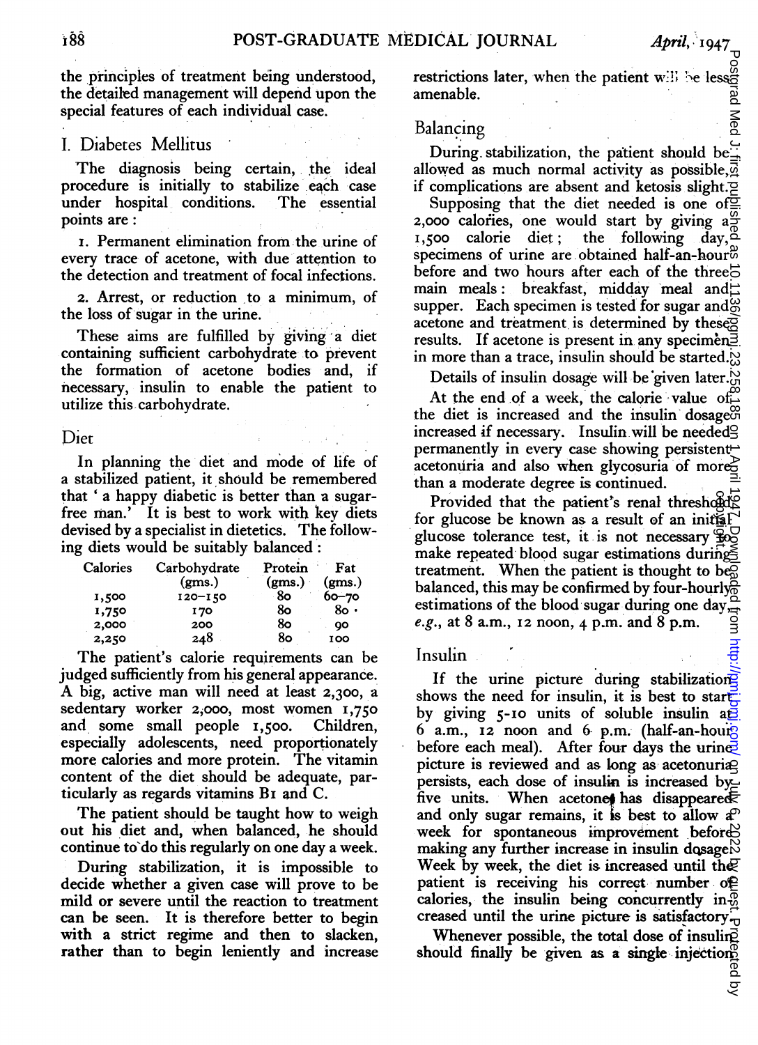the principles of treatment being understood, the detailed management will depend upon the special features of each individual case.

## I. Diabetes Mellitus

The diagnosis being certain, the ideal procedure is initially to stabilize each case under hospital conditions. The essential points are:

1. Permanent elimination from the urine of every trace of acetone, with due attention to the detection and treatment of focal infections.

2. Arrest, or reduction to a minimum, of the loss of sugar in the urine.

These aims are fulfilled by giving a diet containing sufficient carbohydrate to prevent the formation of acetone bodies and, if necessary, insulin to enable the patient to utilize this carbohydrate.

### Diet

In planning the diet and mode of life of a stabilized patient, it should be remembered that 'a happy diabetic is better than a sugar-free man.' It is best to work with key diets devised by a specialist in dietetics. The following diets would be suitably balanced:

| Calories | Carbohydrate (gms.) | Protein (gms.) | Fat (gms.) |
|---|---|---|---|
| 1,500 | 120–150 | 80 | 60–70 |
| 1,750 | 170 | 80 | 80 |
| 2,000 | 200 | 80 | 90 |
| 2,250 | 248 | 80 | 100 |

The patient's calorie requirements can be judged sufficiently from his general appearance. A big, active man will need at least 2,300, a sedentary worker 2,000, most women 1,750 and some small people 1,500. Children, especially adolescents, need proportionately more calories and more protein. The vitamin content of the diet should be adequate, particularly as regards vitamins B1 and C.

The patient should be taught how to weigh out his diet and, when balanced, he should continue to do this regularly on one day a week.

During stabilization, it is impossible to decide whether a given case will prove to be mild or severe until the reaction to treatment can be seen. It is therefore better to begin with a strict regime and then to slacken, rather than to begin leniently and increase restrictions later, when the patient will be less amenable.

### Balancing

During stabilization, the patient should be allowed as much normal activity as possible, if complications are absent and ketosis slight.

Supposing that the diet needed is one of 2,000 calories, one would start by giving a 1,500 calorie diet; the following day, specimens of urine are obtained half-an-hour before and two hours after each of the three main meals: breakfast, midday meal and supper. Each specimen is tested for sugar and acetone and treatment is determined by these results. If acetone is present in any specimen in more than a trace, insulin should be started.

Details of insulin dosage will be given later.

At the end of a week, the calorie value of the diet is increased and the insulin dosage increased if necessary. Insulin will be needed permanently in every case showing persistent acetonuria and also when glycosuria of more than a moderate degree is continued.

Provided that the patient's renal threshold for glucose be known as a result of an initial glucose tolerance test, it is not necessary to make repeated blood sugar estimations during treatment. When the patient is thought to be balanced, this may be confirmed by four-hourly estimations of the blood sugar during one day, *e.g.*, at 8 a.m., 12 noon, 4 p.m. and 8 p.m.

### Insulin

If the urine picture during stabilization shows the need for insulin, it is best to start by giving 5-10 units of soluble insulin at 6 a.m., 12 noon and 6 p.m. (half-an-hour before each meal). After four days the urine picture is reviewed and as long as acetonuria persists, each dose of insulin is increased by five units. When acetone has disappeared and only sugar remains, it is best to allow a week for spontaneous improvement before making any further increase in insulin dosage. Week by week, the diet is increased until the patient is receiving his correct number of calories, the insulin being concurrently increased until the urine picture is satisfactory.

Whenever possible, the total dose of insulin should finally be given as a single injection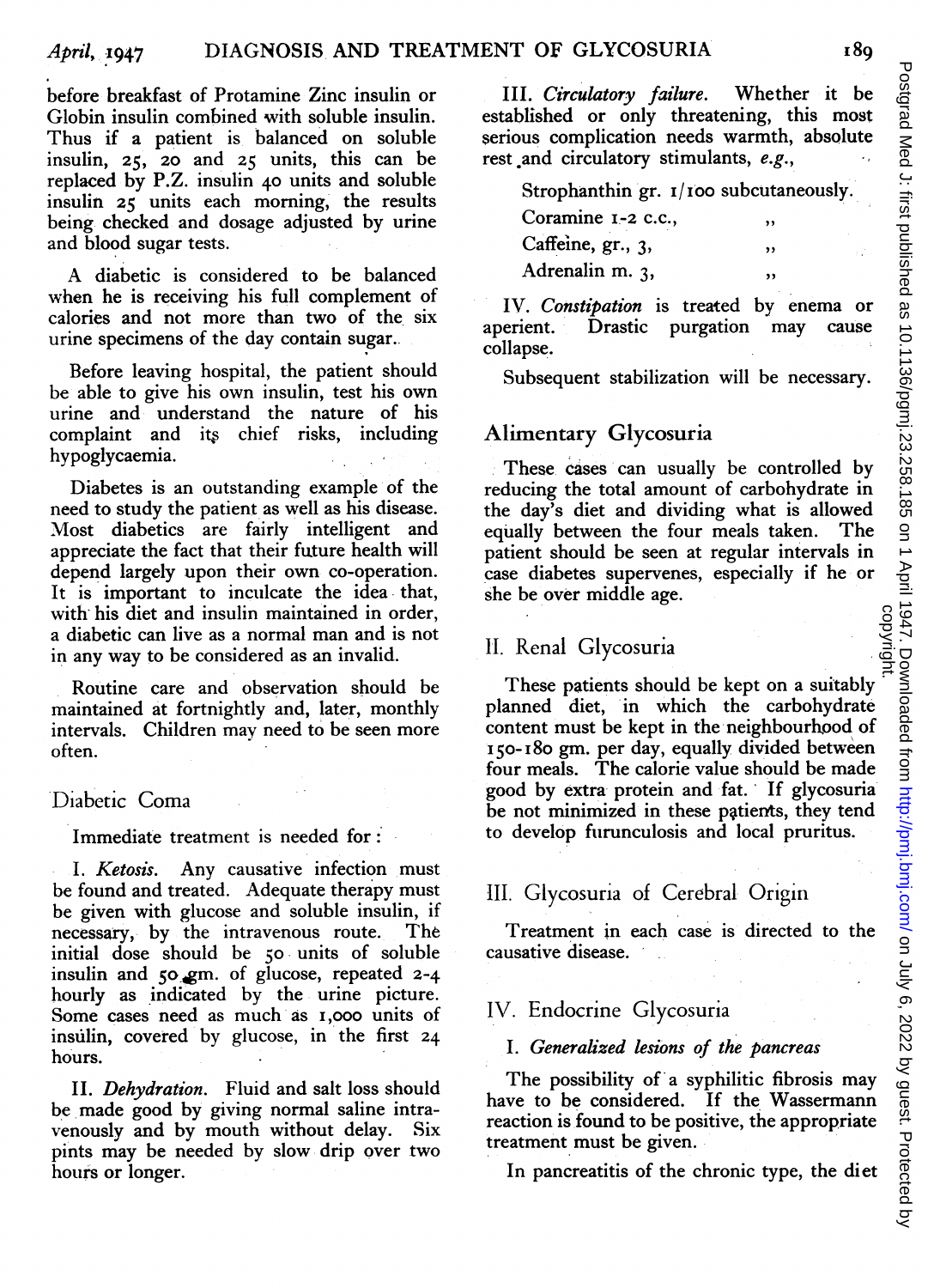before breakfast of Protamine Zinc insulin or Globin insulin combined with soluble insulin. Thus if a patient is balanced on soluble insulin, 25, 20 and 25 units, this can be replaced by P.Z. insulin 40 units and soluble insulin 25 units each morning, the results being checked and dosage adjusted by urine and blood sugar tests.

A diabetic is considered to be balanced when he is receiving his full complement of calories and not more than two of the six urine specimens of the day contain sugar.

Before leaving hospital, the patient should be able to give his own insulin, test his own urine and understand the nature of his complaint and its chief risks, including hypoglycaemia.

Diabetes is an outstanding example of the need to study the patient as well as his disease. Most diabetics are fairly intelligent and appreciate the fact that their future health will depend largely upon their own co-operation. It is important to inculcate the idea that, with his diet and insulin maintained in order, a diabetic can live as a normal man and is not in any way to be considered as an invalid.

Routine care and observation should be maintained at fortnightly and, later, monthly intervals. Children may need to be seen more often.

## Diabetic Coma

Immediate treatment is needed for:

I. *Ketosis*. Any causative infection must be found and treated. Adequate therapy must be given with glucose and soluble insulin, if necessary, by the intravenous route. The initial dose should be 50 units of soluble insulin and 50 gm. of glucose, repeated 2-4 hourly as indicated by the urine picture. Some cases need as much as 1,000 units of insulin, covered by glucose, in the first 24 hours.

II. *Dehydration*. Fluid and salt loss should be made good by giving normal saline intravenously and by mouth without delay. Six pints may be needed by slow drip over two hours or longer.

III. *Circulatory failure*. Whether it be established or only threatening, this most serious complication needs warmth, absolute rest and circulatory stimulants, *e.g.*,

Strophanthin gr. 1/100 subcutaneously.
Coramine 1-2 c.c., ,,
Caffeine, gr., 3, ,,
Adrenalin m. 3, ,,

IV. *Constipation* is treated by enema or aperient. Drastic purgation may cause collapse.

Subsequent stabilization will be necessary.

## Alimentary Glycosuria

These cases can usually be controlled by reducing the total amount of carbohydrate in the day's diet and dividing what is allowed equally between the four meals taken. The patient should be seen at regular intervals in case diabetes supervenes, especially if he or she be over middle age.

## II. Renal Glycosuria

These patients should be kept on a suitably planned diet, in which the carbohydrate content must be kept in the neighbourhood of 150-180 gm. per day, equally divided between four meals. The calorie value should be made good by extra protein and fat. If glycosuria be not minimized in these patients, they tend to develop furunculosis and local pruritus.

## III. Glycosuria of Cerebral Origin

Treatment in each case is directed to the causative disease.

## IV. Endocrine Glycosuria

### I. *Generalized lesions of the pancreas*

The possibility of a syphilitic fibrosis may have to be considered. If the Wassermann reaction is found to be positive, the appropriate treatment must be given.

In pancreatitis of the chronic type, the diet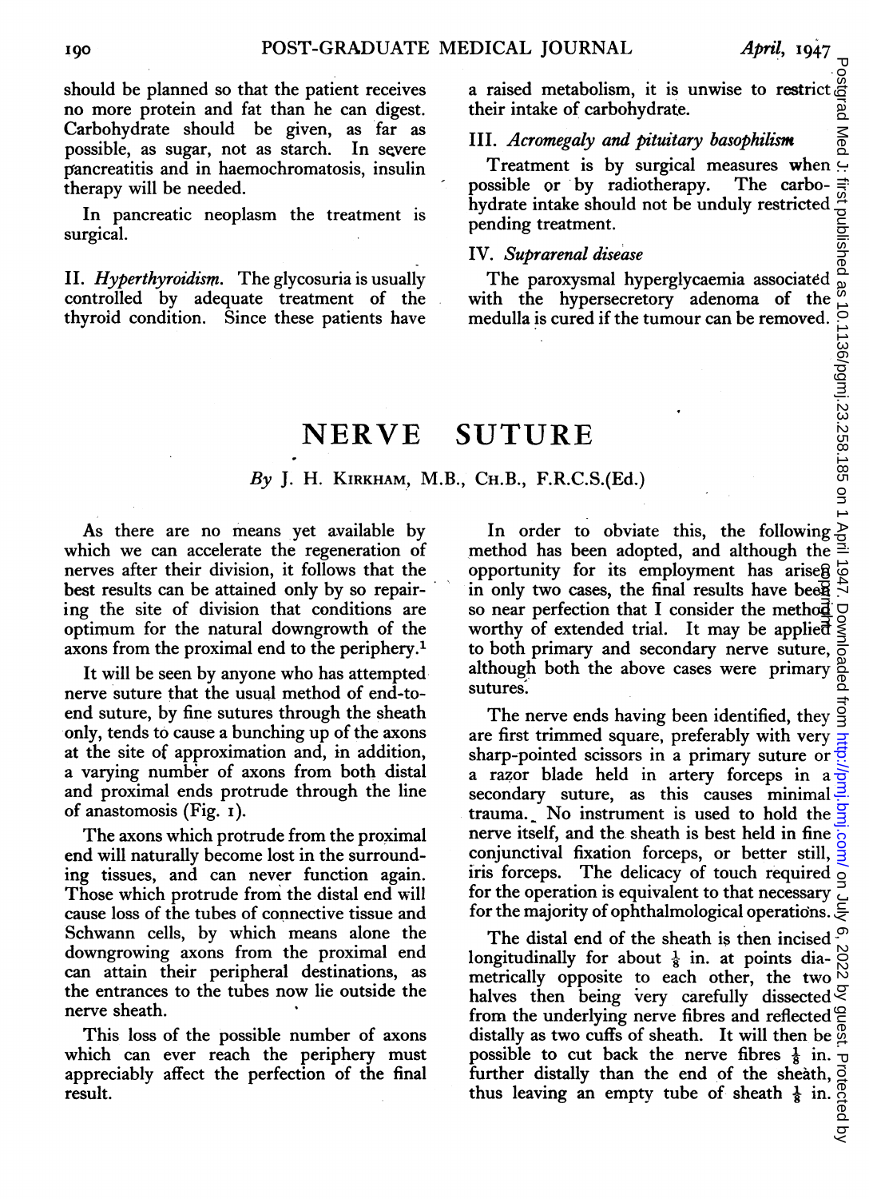should be planned so that the patient receives no more protein and fat than he can digest. Carbohydrate should be given, as far as possible, as sugar, not as starch. In severe pancreatitis and in haemochromatosis, insulin therapy will be needed.

In pancreatic neoplasm the treatment is surgical.

II. *Hyperthyroidism*. The glycosuria is usually controlled by adequate treatment of the thyroid condition. Since these patients have a raised metabolism, it is unwise to restrict their intake of carbohydrate.

III. *Acromegaly and pituitary basophilism*

Treatment is by surgical measures when possible or by radiotherapy. The carbohydrate intake should not be unduly restricted pending treatment.

IV. *Suprarenal disease*

The paroxysmal hyperglycaemia associated with the hypersecretory adenoma of the medulla is cured if the tumour can be removed.

# NERVE SUTURE

*By* J. H. KIRKHAM, M.B., CH.B., F.R.C.S.(Ed.)

As there are no means yet available by which we can accelerate the regeneration of nerves after their division, it follows that the best results can be attained only by so repairing the site of division that conditions are optimum for the natural downgrowth of the axons from the proximal end to the periphery.[1]

It will be seen by anyone who has attempted nerve suture that the usual method of end-to-end suture, by fine sutures through the sheath only, tends to cause a bunching up of the axons at the site of approximation and, in addition, a varying number of axons from both distal and proximal ends protrude through the line of anastomosis (Fig. 1).

The axons which protrude from the proximal end will naturally become lost in the surrounding tissues, and can never function again. Those which protrude from the distal end will cause loss of the tubes of connective tissue and Schwann cells, by which means alone the downgrowing axons from the proximal end can attain their peripheral destinations, as the entrances to the tubes now lie outside the nerve sheath.

This loss of the possible number of axons which can ever reach the periphery must appreciably affect the perfection of the final result.

In order to obviate this, the following method has been adopted, and although the opportunity for its employment has arisen in only two cases, the final results have been so near perfection that I consider the method worthy of extended trial. It may be applied to both primary and secondary nerve suture, although both the above cases were primary sutures.

The nerve ends having been identified, they are first trimmed square, preferably with very sharp-pointed scissors in a primary suture or a razor blade held in artery forceps in a secondary suture, as this causes minimal trauma. No instrument is used to hold the nerve itself, and the sheath is best held in fine conjunctival fixation forceps, or better still, iris forceps. The delicacy of touch required for the operation is equivalent to that necessary for the majority of ophthalmological operations.

The distal end of the sheath is then incised longitudinally for about $\frac{1}{8}$ in. at points diametrically opposite to each other, the two halves then being very carefully dissected from the underlying nerve fibres and reflected distally as two cuffs of sheath. It will then be possible to cut back the nerve fibres $\frac{1}{8}$ in. further distally than the end of the sheath, thus leaving an empty tube of sheath $\frac{1}{8}$ in.